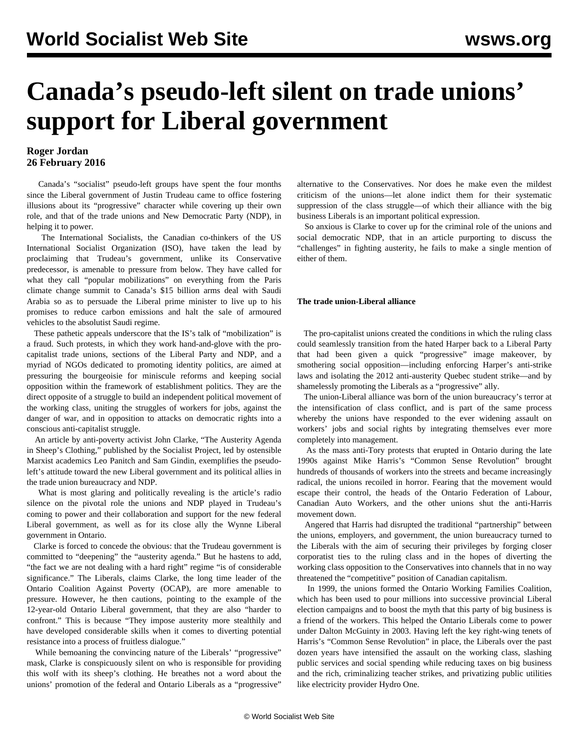# Canada's pseudo-left silent on trade unions' support for Liberal government

**Roger Jordan**
**26 February 2016**

Canada's "socialist" pseudo-left groups have spent the four months since the Liberal government of Justin Trudeau came to office fostering illusions about its "progressive" character while covering up their own role, and that of the trade unions and New Democratic Party (NDP), in helping it to power.

The International Socialists, the Canadian co-thinkers of the US International Socialist Organization (ISO), have taken the lead by proclaiming that Trudeau's government, unlike its Conservative predecessor, is amenable to pressure from below. They have called for what they call "popular mobilizations" on everything from the Paris climate change summit to Canada's $15 billion arms deal with Saudi Arabia so as to persuade the Liberal prime minister to live up to his promises to reduce carbon emissions and halt the sale of armoured vehicles to the absolutist Saudi regime.

These pathetic appeals underscore that the IS's talk of "mobilization" is a fraud. Such protests, in which they work hand-and-glove with the pro-capitalist trade unions, sections of the Liberal Party and NDP, and a myriad of NGOs dedicated to promoting identity politics, are aimed at pressuring the bourgeoisie for miniscule reforms and keeping social opposition within the framework of establishment politics. They are the direct opposite of a struggle to build an independent political movement of the working class, uniting the struggles of workers for jobs, against the danger of war, and in opposition to attacks on democratic rights into a conscious anti-capitalist struggle.

An article by anti-poverty activist John Clarke, "The Austerity Agenda in Sheep's Clothing," published by the Socialist Project, led by ostensible Marxist academics Leo Panitch and Sam Gindin, exemplifies the pseudo-left's attitude toward the new Liberal government and its political allies in the trade union bureaucracy and NDP.

What is most glaring and politically revealing is the article's radio silence on the pivotal role the unions and NDP played in Trudeau's coming to power and their collaboration and support for the new federal Liberal government, as well as for its close ally the Wynne Liberal government in Ontario.

Clarke is forced to concede the obvious: that the Trudeau government is committed to "deepening" the "austerity agenda." But he hastens to add, "the fact we are not dealing with a hard right" regime "is of considerable significance." The Liberals, claims Clarke, the long time leader of the Ontario Coalition Against Poverty (OCAP), are more amenable to pressure. However, he then cautions, pointing to the example of the 12-year-old Ontario Liberal government, that they are also "harder to confront." This is because "They impose austerity more stealthily and have developed considerable skills when it comes to diverting potential resistance into a process of fruitless dialogue."

While bemoaning the convincing nature of the Liberals' "progressive" mask, Clarke is conspicuously silent on who is responsible for providing this wolf with its sheep's clothing. He breathes not a word about the unions' promotion of the federal and Ontario Liberals as a "progressive" alternative to the Conservatives. Nor does he make even the mildest criticism of the unions—let alone indict them for their systematic suppression of the class struggle—of which their alliance with the big business Liberals is an important political expression.

So anxious is Clarke to cover up for the criminal role of the unions and social democratic NDP, that in an article purporting to discuss the "challenges" in fighting austerity, he fails to make a single mention of either of them.

**The trade union-Liberal alliance**

The pro-capitalist unions created the conditions in which the ruling class could seamlessly transition from the hated Harper back to a Liberal Party that had been given a quick "progressive" image makeover, by smothering social opposition—including enforcing Harper's anti-strike laws and isolating the 2012 anti-austerity Quebec student strike—and by shamelessly promoting the Liberals as a "progressive" ally.

The union-Liberal alliance was born of the union bureaucracy's terror at the intensification of class conflict, and is part of the same process whereby the unions have responded to the ever widening assault on workers' jobs and social rights by integrating themselves ever more completely into management.

As the mass anti-Tory protests that erupted in Ontario during the late 1990s against Mike Harris's "Common Sense Revolution" brought hundreds of thousands of workers into the streets and became increasingly radical, the unions recoiled in horror. Fearing that the movement would escape their control, the heads of the Ontario Federation of Labour, Canadian Auto Workers, and the other unions shut the anti-Harris movement down.

Angered that Harris had disrupted the traditional "partnership" between the unions, employers, and government, the union bureaucracy turned to the Liberals with the aim of securing their privileges by forging closer corporatist ties to the ruling class and in the hopes of diverting the working class opposition to the Conservatives into channels that in no way threatened the "competitive" position of Canadian capitalism.

In 1999, the unions formed the Ontario Working Families Coalition, which has been used to pour millions into successive provincial Liberal election campaigns and to boost the myth that this party of big business is a friend of the workers. This helped the Ontario Liberals come to power under Dalton McGuinty in 2003. Having left the key right-wing tenets of Harris's "Common Sense Revolution" in place, the Liberals over the past dozen years have intensified the assault on the working class, slashing public services and social spending while reducing taxes on big business and the rich, criminalizing teacher strikes, and privatizing public utilities like electricity provider Hydro One.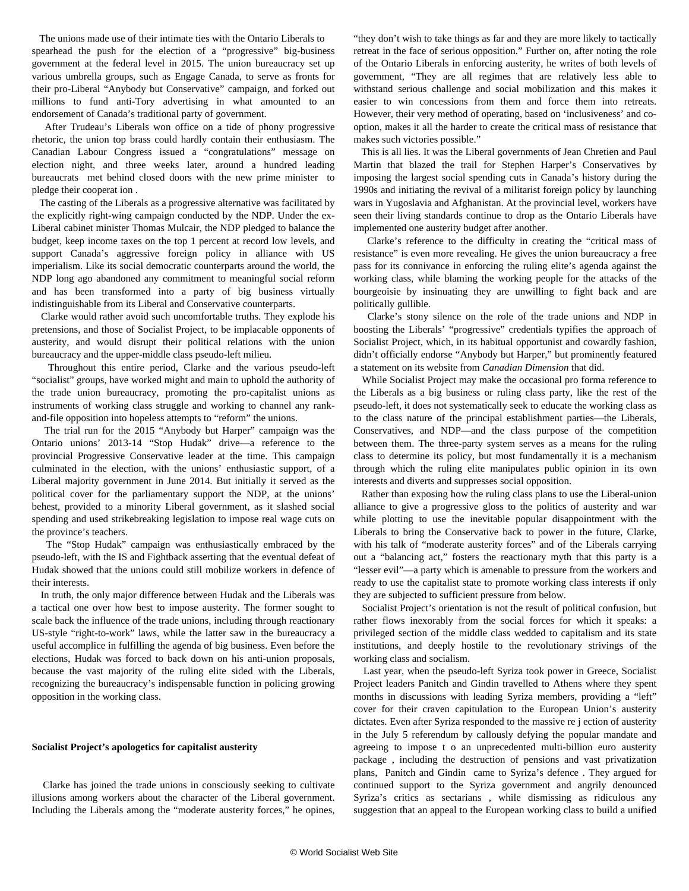The unions made use of their intimate ties with the Ontario Liberals to spearhead the push for the election of a "progressive" big-business government at the federal level in 2015. The union bureaucracy set up various umbrella groups, such as Engage Canada, to serve as fronts for their pro-Liberal "Anybody but Conservative" campaign, and forked out millions to fund anti-Tory advertising in what amounted to an endorsement of Canada's traditional party of government.

After Trudeau's Liberals won office on a tide of phony progressive rhetoric, the union top brass could hardly contain their enthusiasm. The Canadian Labour Congress issued a "congratulations" message on election night, and three weeks later, around a hundred leading bureaucrats met behind closed doors with the new prime minister to pledge their cooperat ion .

The casting of the Liberals as a progressive alternative was facilitated by the explicitly right-wing campaign conducted by the NDP. Under the ex-Liberal cabinet minister Thomas Mulcair, the NDP pledged to balance the budget, keep income taxes on the top 1 percent at record low levels, and support Canada's aggressive foreign policy in alliance with US imperialism. Like its social democratic counterparts around the world, the NDP long ago abandoned any commitment to meaningful social reform and has been transformed into a party of big business virtually indistinguishable from its Liberal and Conservative counterparts.

Clarke would rather avoid such uncomfortable truths. They explode his pretensions, and those of Socialist Project, to be implacable opponents of austerity, and would disrupt their political relations with the union bureaucracy and the upper-middle class pseudo-left milieu.

Throughout this entire period, Clarke and the various pseudo-left "socialist" groups, have worked might and main to uphold the authority of the trade union bureaucracy, promoting the pro-capitalist unions as instruments of working class struggle and working to channel any rank-and-file opposition into hopeless attempts to "reform" the unions.

The trial run for the 2015 "Anybody but Harper" campaign was the Ontario unions' 2013-14 "Stop Hudak" drive—a reference to the provincial Progressive Conservative leader at the time. This campaign culminated in the election, with the unions' enthusiastic support, of a Liberal majority government in June 2014. But initially it served as the political cover for the parliamentary support the NDP, at the unions' behest, provided to a minority Liberal government, as it slashed social spending and used strikebreaking legislation to impose real wage cuts on the province's teachers.

The "Stop Hudak" campaign was enthusiastically embraced by the pseudo-left, with the IS and Fightback asserting that the eventual defeat of Hudak showed that the unions could still mobilize workers in defence of their interests.

In truth, the only major difference between Hudak and the Liberals was a tactical one over how best to impose austerity. The former sought to scale back the influence of the trade unions, including through reactionary US-style "right-to-work" laws, while the latter saw in the bureaucracy a useful accomplice in fulfilling the agenda of big business. Even before the elections, Hudak was forced to back down on his anti-union proposals, because the vast majority of the ruling elite sided with the Liberals, recognizing the bureaucracy's indispensable function in policing growing opposition in the working class.

**Socialist Project's apologetics for capitalist austerity**

Clarke has joined the trade unions in consciously seeking to cultivate illusions among workers about the character of the Liberal government. Including the Liberals among the "moderate austerity forces," he opines, "they don't wish to take things as far and they are more likely to tactically retreat in the face of serious opposition." Further on, after noting the role of the Ontario Liberals in enforcing austerity, he writes of both levels of government, "They are all regimes that are relatively less able to withstand serious challenge and social mobilization and this makes it easier to win concessions from them and force them into retreats. However, their very method of operating, based on 'inclusiveness' and co-option, makes it all the harder to create the critical mass of resistance that makes such victories possible."

This is all lies. It was the Liberal governments of Jean Chretien and Paul Martin that blazed the trail for Stephen Harper's Conservatives by imposing the largest social spending cuts in Canada's history during the 1990s and initiating the revival of a militarist foreign policy by launching wars in Yugoslavia and Afghanistan. At the provincial level, workers have seen their living standards continue to drop as the Ontario Liberals have implemented one austerity budget after another.

Clarke's reference to the difficulty in creating the "critical mass of resistance" is even more revealing. He gives the union bureaucracy a free pass for its connivance in enforcing the ruling elite's agenda against the working class, while blaming the working people for the attacks of the bourgeoisie by insinuating they are unwilling to fight back and are politically gullible.

Clarke's stony silence on the role of the trade unions and NDP in boosting the Liberals' "progressive" credentials typifies the approach of Socialist Project, which, in its habitual opportunist and cowardly fashion, didn't officially endorse "Anybody but Harper," but prominently featured a statement on its website from *Canadian Dimension* that did.

While Socialist Project may make the occasional pro forma reference to the Liberals as a big business or ruling class party, like the rest of the pseudo-left, it does not systematically seek to educate the working class as to the class nature of the principal establishment parties—the Liberals, Conservatives, and NDP—and the class purpose of the competition between them. The three-party system serves as a means for the ruling class to determine its policy, but most fundamentally it is a mechanism through which the ruling elite manipulates public opinion in its own interests and diverts and suppresses social opposition.

Rather than exposing how the ruling class plans to use the Liberal-union alliance to give a progressive gloss to the politics of austerity and war while plotting to use the inevitable popular disappointment with the Liberals to bring the Conservative back to power in the future, Clarke, with his talk of "moderate austerity forces" and of the Liberals carrying out a "balancing act," fosters the reactionary myth that this party is a "lesser evil"—a party which is amenable to pressure from the workers and ready to use the capitalist state to promote working class interests if only they are subjected to sufficient pressure from below.

Socialist Project's orientation is not the result of political confusion, but rather flows inexorably from the social forces for which it speaks: a privileged section of the middle class wedded to capitalism and its state institutions, and deeply hostile to the revolutionary strivings of the working class and socialism.

Last year, when the pseudo-left Syriza took power in Greece, Socialist Project leaders Panitch and Gindin travelled to Athens where they spent months in discussions with leading Syriza members, providing a "left" cover for their craven capitulation to the European Union's austerity dictates. Even after Syriza responded to the massive re j ection of austerity in the July 5 referendum by callously defying the popular mandate and agreeing to impose t o an unprecedented multi-billion euro austerity package , including the destruction of pensions and vast privatization plans, Panitch and Gindin came to Syriza's defence . They argued for continued support to the Syriza government and angrily denounced Syriza's critics as sectarians , while dismissing as ridiculous any suggestion that an appeal to the European working class to build a unified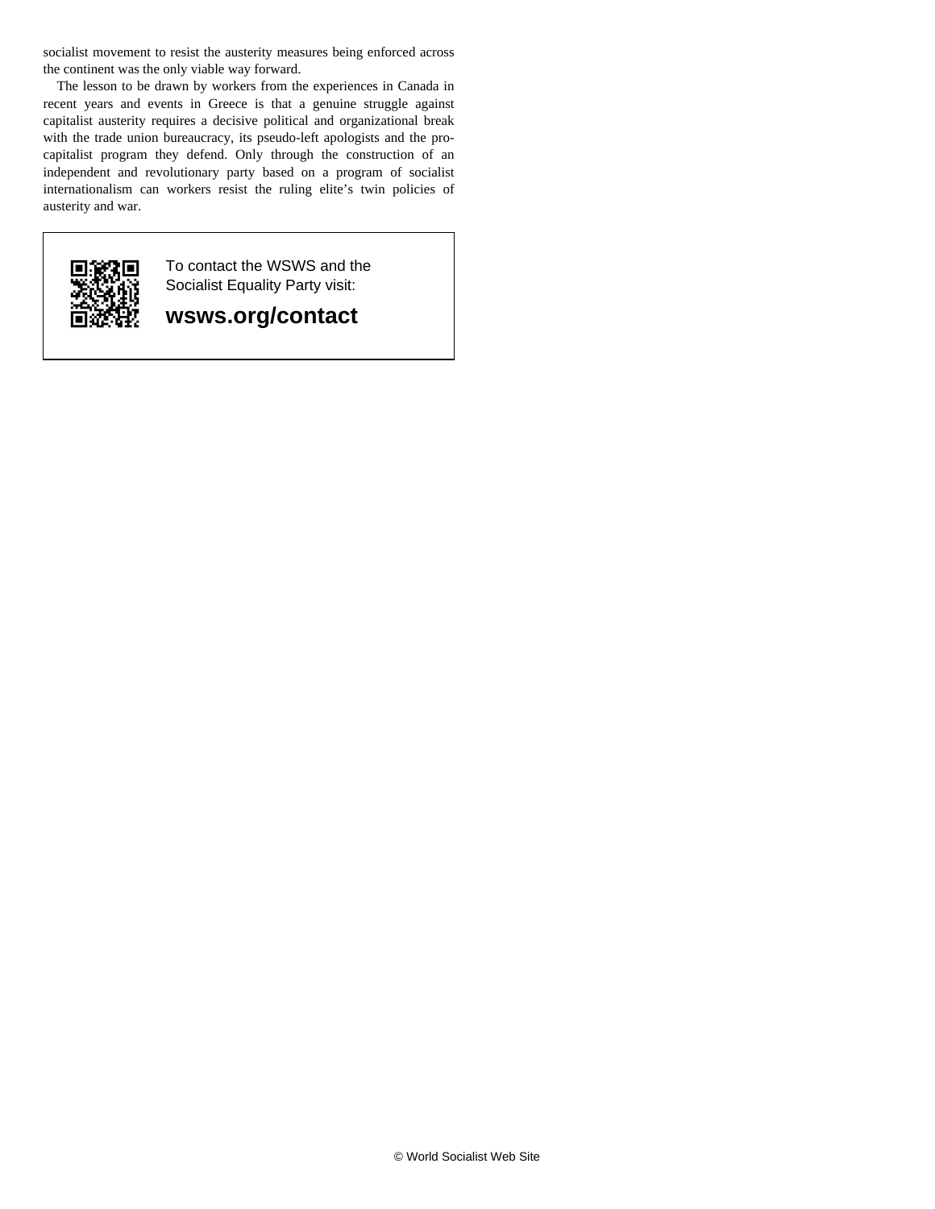socialist movement to resist the austerity measures being enforced across the continent was the only viable way forward.

The lesson to be drawn by workers from the experiences in Canada in recent years and events in Greece is that a genuine struggle against capitalist austerity requires a decisive political and organizational break with the trade union bureaucracy, its pseudo-left apologists and the pro-capitalist program they defend. Only through the construction of an independent and revolutionary party based on a program of socialist internationalism can workers resist the ruling elite's twin policies of austerity and war.

To contact the WSWS and the Socialist Equality Party visit:

**wsws.org/contact**